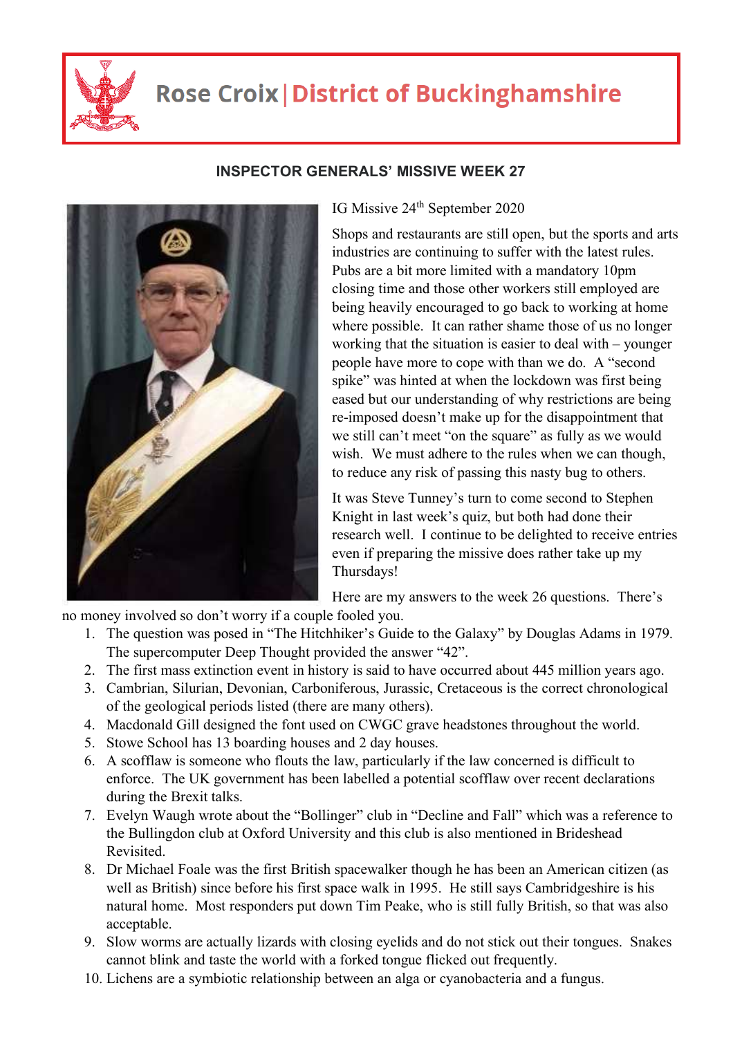# Rose Croix | District of Buckinghamshire

## INSPECTOR GENERALS' MISSIVE WEEK 27

IG Missive 24th September 2020

Shops and restaurants are still open, but the sports and arts industries are continuing to suffer with the latest rules. Pubs are a bit more limited with a mandatory 10pm closing time and those other workers still employed are being heavily encouraged to go back to working at home where possible. It can rather shame those of us no longer working that the situation is easier to deal with – younger people have more to cope with than we do. A "second spike" was hinted at when the lockdown was first being eased but our understanding of why restrictions are being re-imposed doesn't make up for the disappointment that we still can't meet "on the square" as fully as we would wish. We must adhere to the rules when we can though, to reduce any risk of passing this nasty bug to others.

It was Steve Tunney's turn to come second to Stephen Knight in last week's quiz, but both had done their research well. I continue to be delighted to receive entries even if preparing the missive does rather take up my Thursdays!

Here are my answers to the week 26 questions. There's no money involved so don't worry if a couple fooled you.

1. The question was posed in "The Hitchhiker's Guide to the Galaxy" by Douglas Adams in 1979. The supercomputer Deep Thought provided the answer "42".
2. The first mass extinction event in history is said to have occurred about 445 million years ago.
3. Cambrian, Silurian, Devonian, Carboniferous, Jurassic, Cretaceous is the correct chronological of the geological periods listed (there are many others).
4. Macdonald Gill designed the font used on CWGC grave headstones throughout the world.
5. Stowe School has 13 boarding houses and 2 day houses.
6. A scofflaw is someone who flouts the law, particularly if the law concerned is difficult to enforce. The UK government has been labelled a potential scofflaw over recent declarations during the Brexit talks.
7. Evelyn Waugh wrote about the "Bollinger" club in "Decline and Fall" which was a reference to the Bullingdon club at Oxford University and this club is also mentioned in Brideshead Revisited.
8. Dr Michael Foale was the first British spacewalker though he has been an American citizen (as well as British) since before his first space walk in 1995. He still says Cambridgeshire is his natural home. Most responders put down Tim Peake, who is still fully British, so that was also acceptable.
9. Slow worms are actually lizards with closing eyelids and do not stick out their tongues. Snakes cannot blink and taste the world with a forked tongue flicked out frequently.
10. Lichens are a symbiotic relationship between an alga or cyanobacteria and a fungus.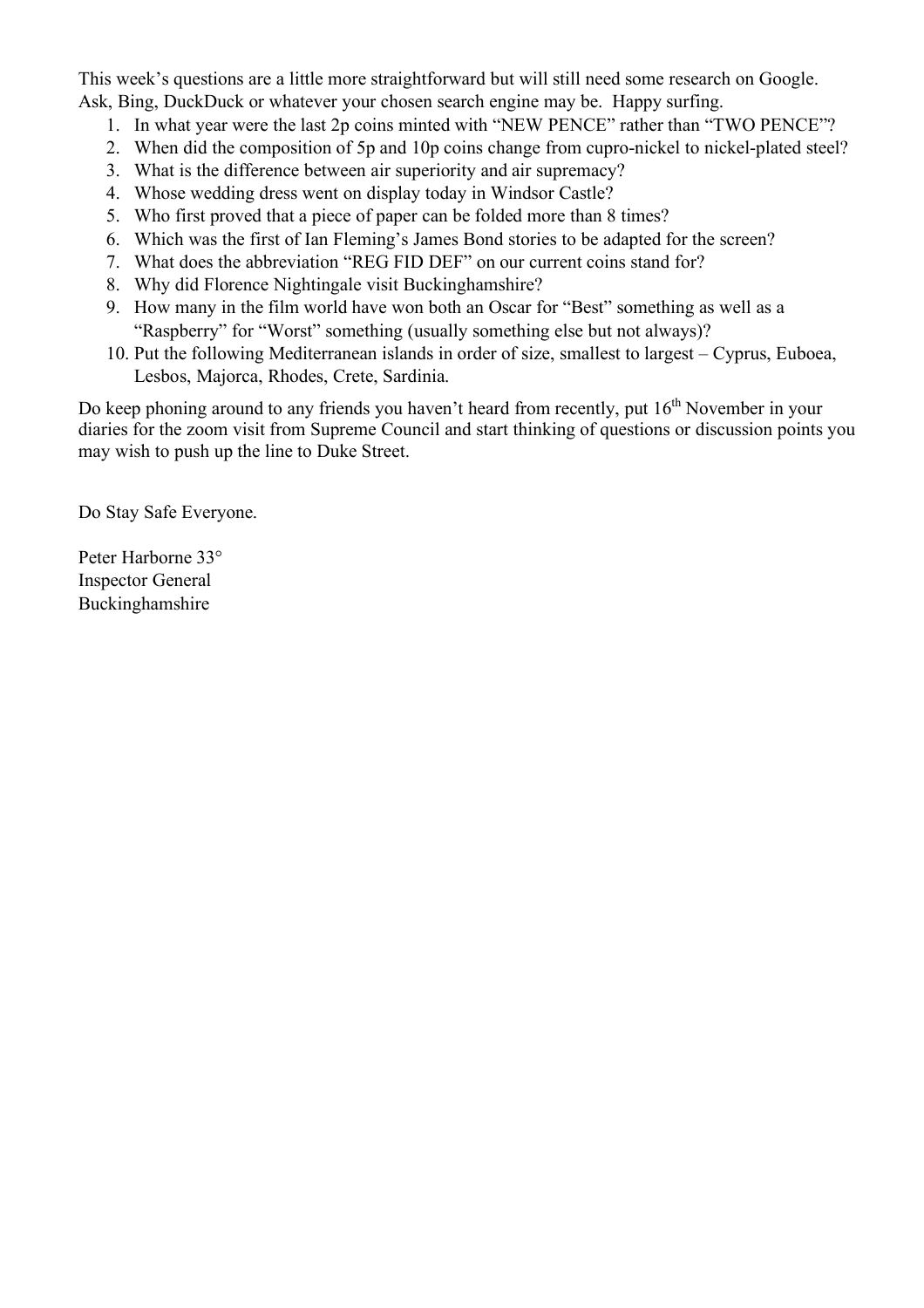This week's questions are a little more straightforward but will still need some research on Google. Ask, Bing, DuckDuck or whatever your chosen search engine may be. Happy surfing.

1. In what year were the last 2p coins minted with "NEW PENCE" rather than "TWO PENCE"?
2. When did the composition of 5p and 10p coins change from cupro-nickel to nickel-plated steel?
3. What is the difference between air superiority and air supremacy?
4. Whose wedding dress went on display today in Windsor Castle?
5. Who first proved that a piece of paper can be folded more than 8 times?
6. Which was the first of Ian Fleming's James Bond stories to be adapted for the screen?
7. What does the abbreviation "REG FID DEF" on our current coins stand for?
8. Why did Florence Nightingale visit Buckinghamshire?
9. How many in the film world have won both an Oscar for "Best" something as well as a "Raspberry" for "Worst" something (usually something else but not always)?
10. Put the following Mediterranean islands in order of size, smallest to largest – Cyprus, Euboea, Lesbos, Majorca, Rhodes, Crete, Sardinia.

Do keep phoning around to any friends you haven't heard from recently, put 16th November in your diaries for the zoom visit from Supreme Council and start thinking of questions or discussion points you may wish to push up the line to Duke Street.

Do Stay Safe Everyone.

Peter Harborne 33°
Inspector General
Buckinghamshire